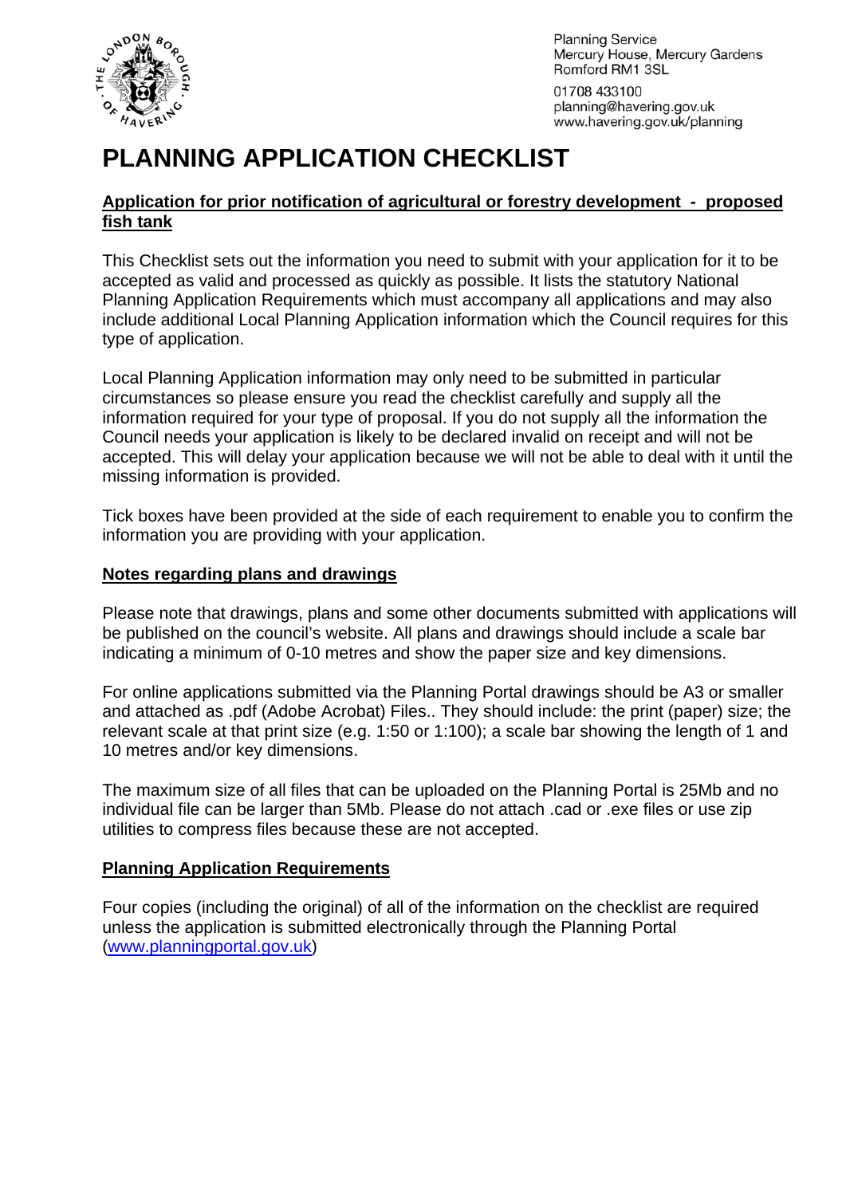Planning Service
Mercury House, Mercury Gardens
Romford RM1 3SL

01708 433100
planning@havering.gov.uk
www.havering.gov.uk/planning

# PLANNING APPLICATION CHECKLIST

**Application for prior notification of agricultural or forestry development - proposed fish tank**

This Checklist sets out the information you need to submit with your application for it to be accepted as valid and processed as quickly as possible. It lists the statutory National Planning Application Requirements which must accompany all applications and may also include additional Local Planning Application information which the Council requires for this type of application.

Local Planning Application information may only need to be submitted in particular circumstances so please ensure you read the checklist carefully and supply all the information required for your type of proposal. If you do not supply all the information the Council needs your application is likely to be declared invalid on receipt and will not be accepted. This will delay your application because we will not be able to deal with it until the missing information is provided.

Tick boxes have been provided at the side of each requirement to enable you to confirm the information you are providing with your application.

## Notes regarding plans and drawings

Please note that drawings, plans and some other documents submitted with applications will be published on the council's website. All plans and drawings should include a scale bar indicating a minimum of 0-10 metres and show the paper size and key dimensions.

For online applications submitted via the Planning Portal drawings should be A3 or smaller and attached as .pdf (Adobe Acrobat) Files.. They should include: the print (paper) size; the relevant scale at that print size (e.g. 1:50 or 1:100); a scale bar showing the length of 1 and 10 metres and/or key dimensions.

The maximum size of all files that can be uploaded on the Planning Portal is 25Mb and no individual file can be larger than 5Mb. Please do not attach .cad or .exe files or use zip utilities to compress files because these are not accepted.

## Planning Application Requirements

Four copies (including the original) of all of the information on the checklist are required unless the application is submitted electronically through the Planning Portal (www.planningportal.gov.uk)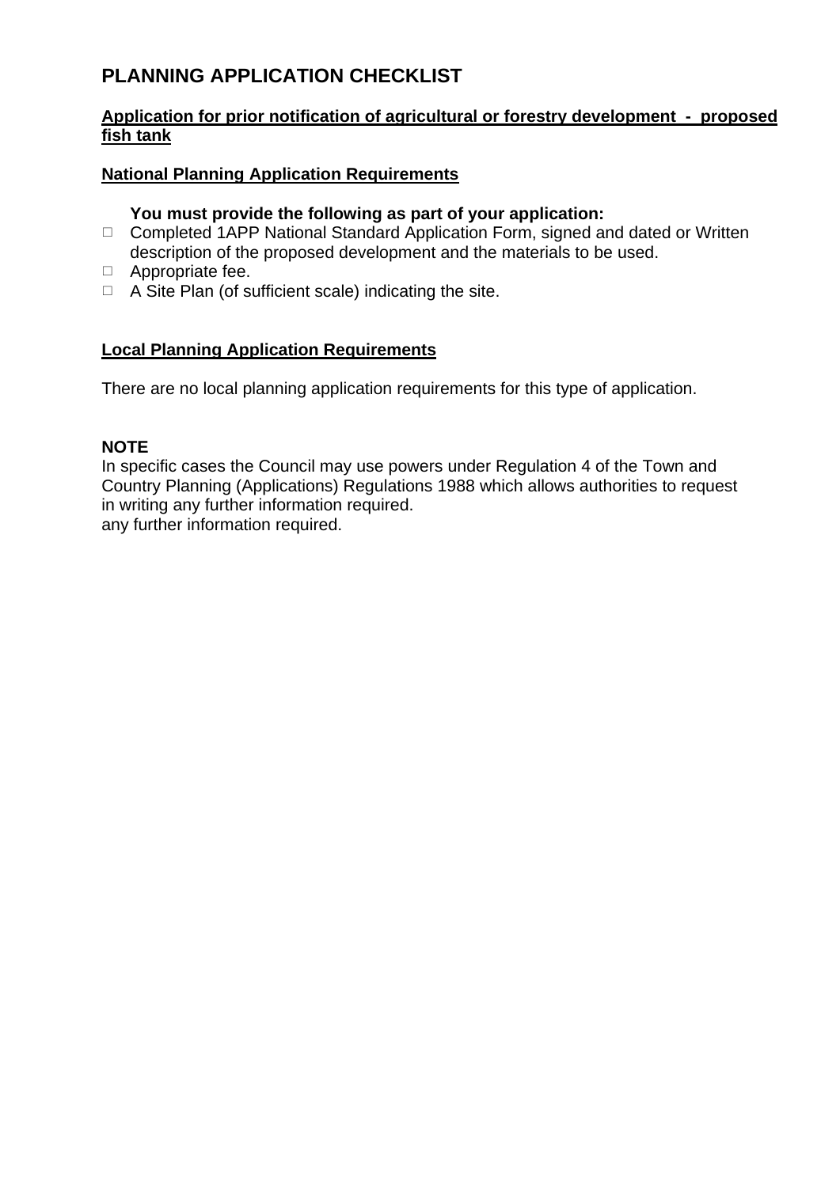# PLANNING APPLICATION CHECKLIST

**Application for prior notification of agricultural or forestry development - proposed fish tank**

**National Planning Application Requirements**

**You must provide the following as part of your application:**

- ☐ Completed 1APP National Standard Application Form, signed and dated or Written description of the proposed development and the materials to be used.
- ☐ Appropriate fee.
- ☐ A Site Plan (of sufficient scale) indicating the site.

**Local Planning Application Requirements**

There are no local planning application requirements for this type of application.

**NOTE**

In specific cases the Council may use powers under Regulation 4 of the Town and Country Planning (Applications) Regulations 1988 which allows authorities to request in writing any further information required.
any further information required.